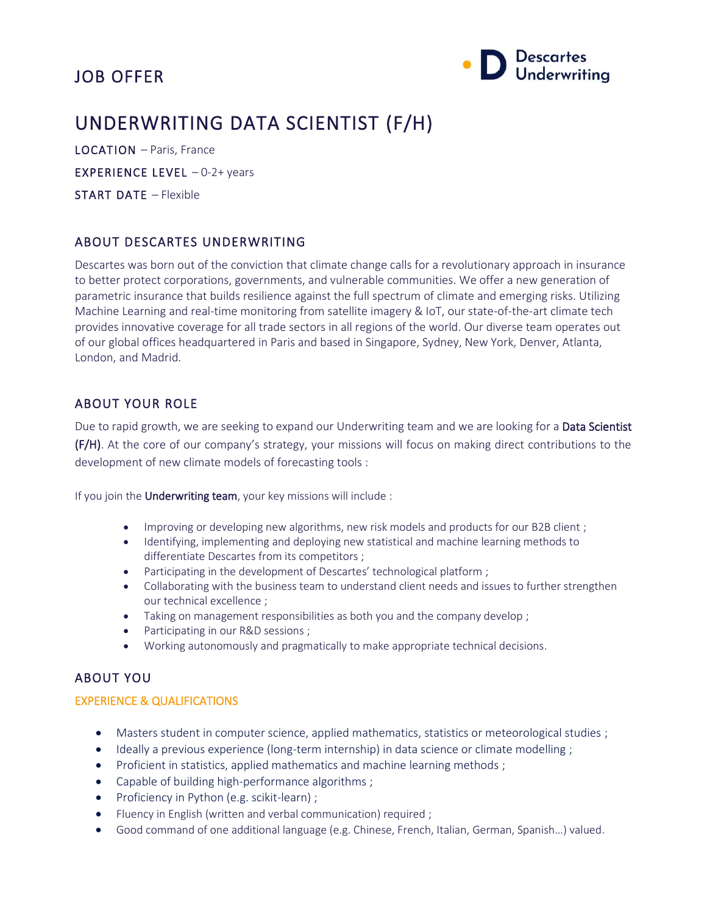# JOB OFFER

Descartes Underwriting

# UNDERWRITING DATA SCIENTIST (F/H)

**LOCATION** – Paris, France

**EXPERIENCE LEVEL** – 0-2+ years

**START DATE** – Flexible

## ABOUT DESCARTES UNDERWRITING

Descartes was born out of the conviction that climate change calls for a revolutionary approach in insurance to better protect corporations, governments, and vulnerable communities. We offer a new generation of parametric insurance that builds resilience against the full spectrum of climate and emerging risks. Utilizing Machine Learning and real-time monitoring from satellite imagery & IoT, our state-of-the-art climate tech provides innovative coverage for all trade sectors in all regions of the world. Our diverse team operates out of our global offices headquartered in Paris and based in Singapore, Sydney, New York, Denver, Atlanta, London, and Madrid.

## ABOUT YOUR ROLE

Due to rapid growth, we are seeking to expand our Underwriting team and we are looking for a **Data Scientist (F/H)**. At the core of our company's strategy, your missions will focus on making direct contributions to the development of new climate models of forecasting tools :

If you join the **Underwriting team**, your key missions will include :

- Improving or developing new algorithms, new risk models and products for our B2B client ;
- Identifying, implementing and deploying new statistical and machine learning methods to differentiate Descartes from its competitors ;
- Participating in the development of Descartes' technological platform ;
- Collaborating with the business team to understand client needs and issues to further strengthen our technical excellence ;
- Taking on management responsibilities as both you and the company develop ;
- Participating in our R&D sessions ;
- Working autonomously and pragmatically to make appropriate technical decisions.

## ABOUT YOU

### EXPERIENCE & QUALIFICATIONS

- Masters student in computer science, applied mathematics, statistics or meteorological studies ;
- Ideally a previous experience (long-term internship) in data science or climate modelling ;
- Proficient in statistics, applied mathematics and machine learning methods ;
- Capable of building high-performance algorithms ;
- Proficiency in Python (e.g. scikit-learn) ;
- Fluency in English (written and verbal communication) required ;
- Good command of one additional language (e.g. Chinese, French, Italian, German, Spanish…) valued.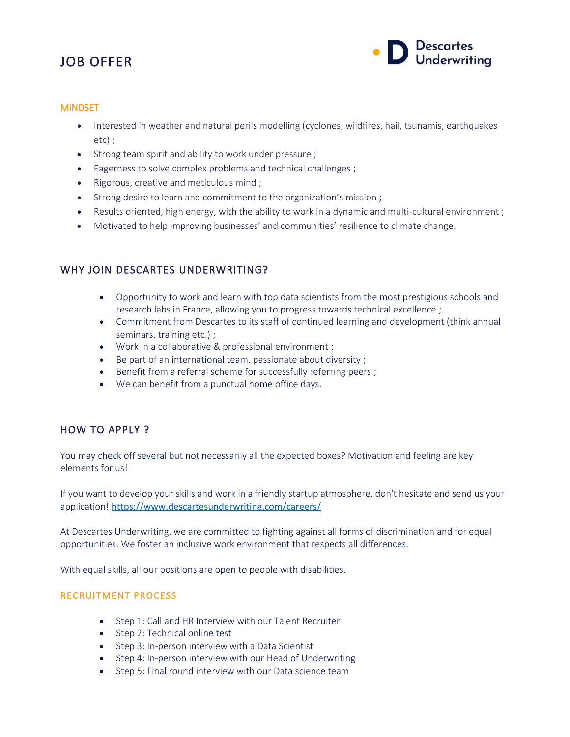# JOB OFFER

Descartes Underwriting

### MINDSET

- Interested in weather and natural perils modelling (cyclones, wildfires, hail, tsunamis, earthquakes etc) ;
- Strong team spirit and ability to work under pressure ;
- Eagerness to solve complex problems and technical challenges ;
- Rigorous, creative and meticulous mind ;
- Strong desire to learn and commitment to the organization's mission ;
- Results oriented, high energy, with the ability to work in a dynamic and multi-cultural environment ;
- Motivated to help improving businesses' and communities' resilience to climate change.

## WHY JOIN DESCARTES UNDERWRITING?

- Opportunity to work and learn with top data scientists from the most prestigious schools and research labs in France, allowing you to progress towards technical excellence ;
- Commitment from Descartes to its staff of continued learning and development (think annual seminars, training etc.) ;
- Work in a collaborative & professional environment ;
- Be part of an international team, passionate about diversity ;
- Benefit from a referral scheme for successfully referring peers ;
- We can benefit from a punctual home office days.

## HOW TO APPLY ?

You may check off several but not necessarily all the expected boxes? Motivation and feeling are key elements for us!

If you want to develop your skills and work in a friendly startup atmosphere, don't hesitate and send us your application! https://www.descartesunderwriting.com/careers/

At Descartes Underwriting, we are committed to fighting against all forms of discrimination and for equal opportunities. We foster an inclusive work environment that respects all differences.

With equal skills, all our positions are open to people with disabilities.

### RECRUITMENT PROCESS

- Step 1: Call and HR Interview with our Talent Recruiter
- Step 2: Technical online test
- Step 3: In-person interview with a Data Scientist
- Step 4: In-person interview with our Head of Underwriting
- Step 5: Final round interview with our Data science team